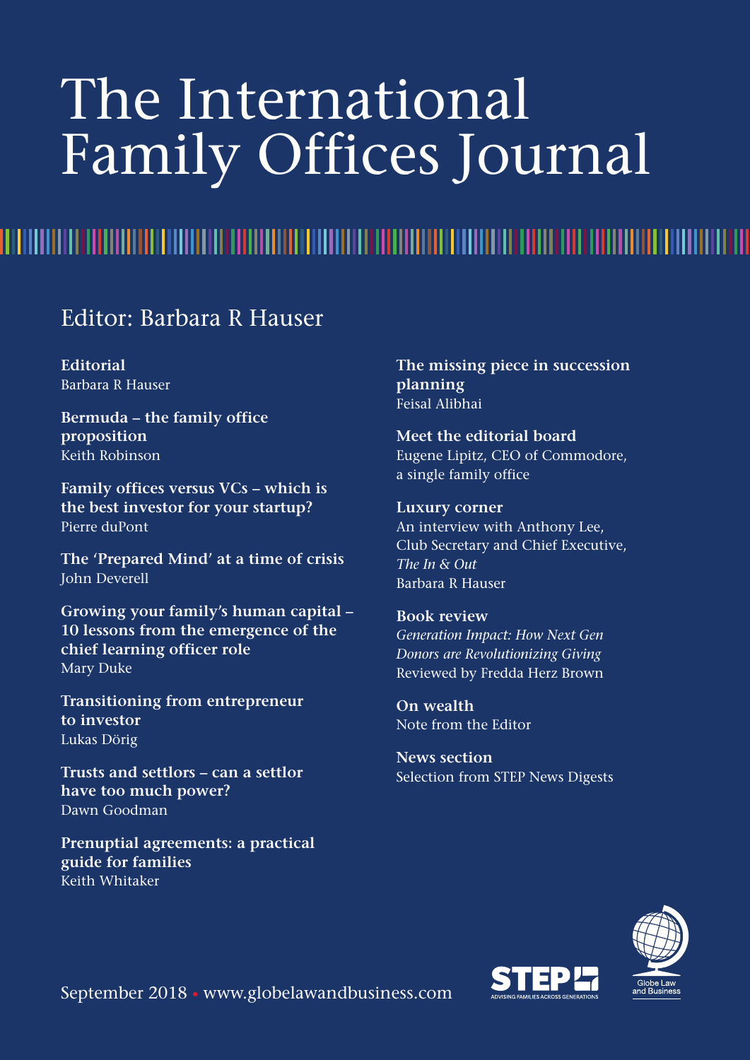# The International Family Offices Journal

## Editor: Barbara R Hauser

**Editorial**
Barbara R Hauser

**Bermuda – the family office proposition**
Keith Robinson

**Family offices versus VCs – which is the best investor for your startup?**
Pierre duPont

**The 'Prepared Mind' at a time of crisis**
John Deverell

**Growing your family's human capital – 10 lessons from the emergence of the chief learning officer role**
Mary Duke

**Transitioning from entrepreneur to investor**
Lukas Dörig

**Trusts and settlors – can a settlor have too much power?**
Dawn Goodman

**Prenuptial agreements: a practical guide for families**
Keith Whitaker

**The missing piece in succession planning**
Feisal Alibhai

**Meet the editorial board**
Eugene Lipitz, CEO of Commodore, a single family office

**Luxury corner**
An interview with Anthony Lee, Club Secretary and Chief Executive, *The In & Out*
Barbara R Hauser

**Book review**
*Generation Impact: How Next Gen Donors are Revolutionizing Giving*
Reviewed by Fredda Herz Brown

**On wealth**
Note from the Editor

**News section**
Selection from STEP News Digests

September 2018 • www.globelawandbusiness.com

STEP — ADVISING FAMILIES ACROSS GENERATIONS

Globe Law and Business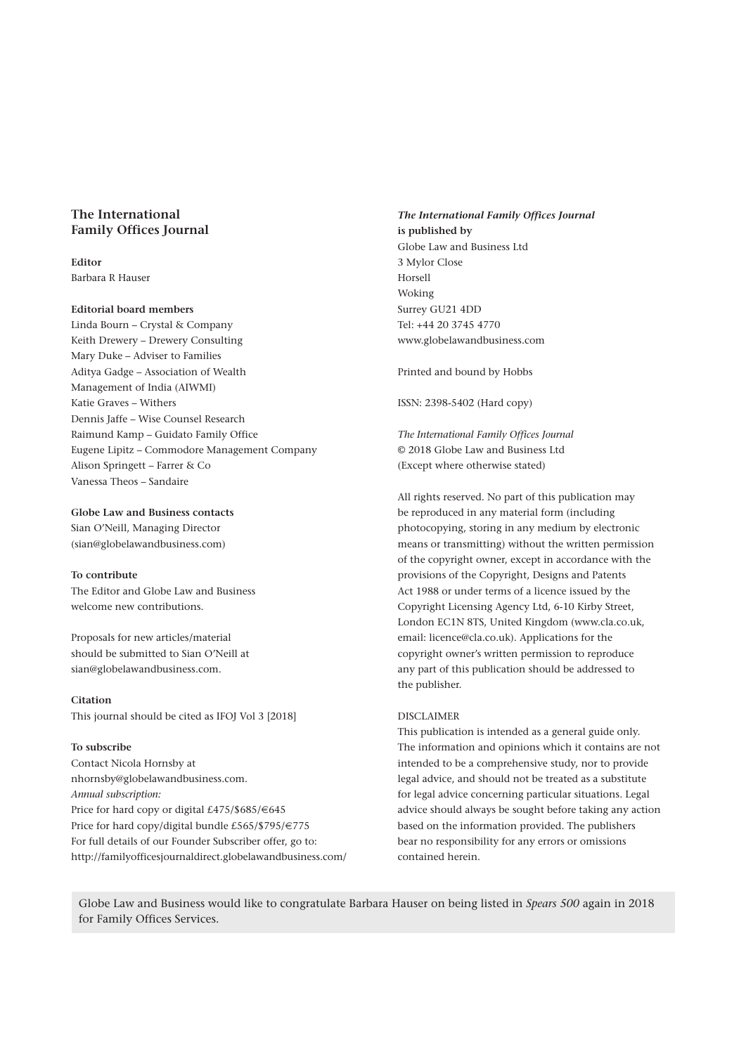## The International Family Offices Journal

**Editor**
Barbara R Hauser

**Editorial board members**
Linda Bourn – Crystal & Company
Keith Drewery – Drewery Consulting
Mary Duke – Adviser to Families
Aditya Gadge – Association of Wealth Management of India (AIWMI)
Katie Graves – Withers
Dennis Jaffe – Wise Counsel Research
Raimund Kamp – Guidato Family Office
Eugene Lipitz – Commodore Management Company
Alison Springett – Farrer & Co
Vanessa Theos – Sandaire

**Globe Law and Business contacts**
Sian O'Neill, Managing Director
(sian@globelawandbusiness.com)

**To contribute**
The Editor and Globe Law and Business welcome new contributions.

Proposals for new articles/material should be submitted to Sian O'Neill at sian@globelawandbusiness.com.

**Citation**
This journal should be cited as IFOJ Vol 3 [2018]

**To subscribe**
Contact Nicola Hornsby at nhornsby@globelawandbusiness.com.
*Annual subscription:*
Price for hard copy or digital £475/$685/€645
Price for hard copy/digital bundle £565/$795/€775
For full details of our Founder Subscriber offer, go to:
http://familyofficesjournaldirect.globelawandbusiness.com/

***The International Family Offices Journal* is published by**
Globe Law and Business Ltd
3 Mylor Close
Horsell
Woking
Surrey GU21 4DD
Tel: +44 20 3745 4770
www.globelawandbusiness.com

Printed and bound by Hobbs

ISSN: 2398-5402 (Hard copy)

*The International Family Offices Journal*
© 2018 Globe Law and Business Ltd
(Except where otherwise stated)

All rights reserved. No part of this publication may be reproduced in any material form (including photocopying, storing in any medium by electronic means or transmitting) without the written permission of the copyright owner, except in accordance with the provisions of the Copyright, Designs and Patents Act 1988 or under terms of a licence issued by the Copyright Licensing Agency Ltd, 6-10 Kirby Street, London EC1N 8TS, United Kingdom (www.cla.co.uk, email: licence@cla.co.uk). Applications for the copyright owner's written permission to reproduce any part of this publication should be addressed to the publisher.

DISCLAIMER
This publication is intended as a general guide only. The information and opinions which it contains are not intended to be a comprehensive study, nor to provide legal advice, and should not be treated as a substitute for legal advice concerning particular situations. Legal advice should always be sought before taking any action based on the information provided. The publishers bear no responsibility for any errors or omissions contained herein.

Globe Law and Business would like to congratulate Barbara Hauser on being listed in *Spears 500* again in 2018 for Family Offices Services.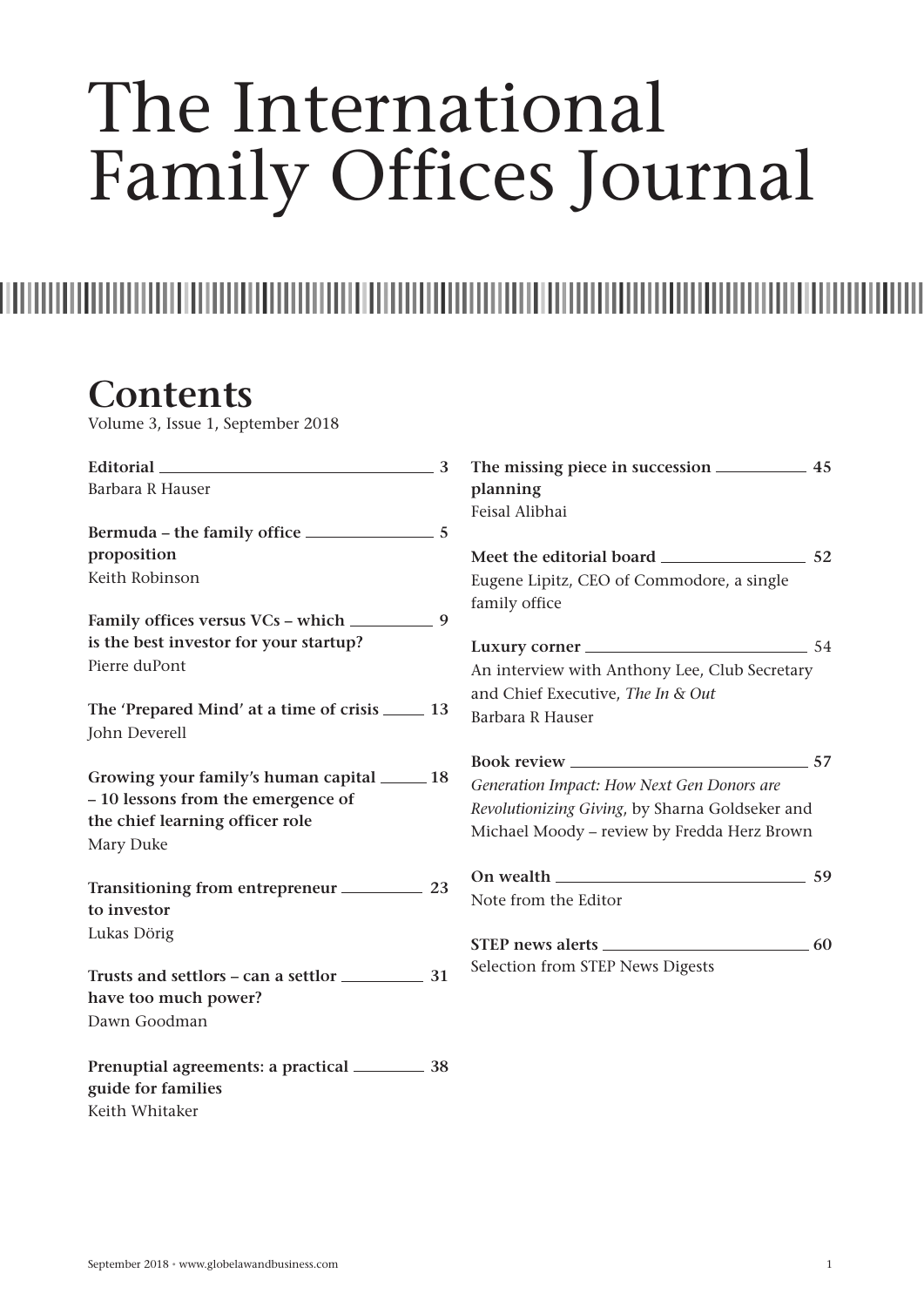# The International Family Offices Journal

## Contents

Volume 3, Issue 1, September 2018

**Editorial** — 3
Barbara R Hauser

**Bermuda – the family office proposition** — 5
Keith Robinson

**Family offices versus VCs – which is the best investor for your startup?** — 9
Pierre duPont

**The 'Prepared Mind' at a time of crisis** — 13
John Deverell

**Growing your family's human capital – 10 lessons from the emergence of the chief learning officer role** — 18
Mary Duke

**Transitioning from entrepreneur to investor** — 23
Lukas Dörig

**Trusts and settlors – can a settlor have too much power?** — 31
Dawn Goodman

**Prenuptial agreements: a practical guide for families** — 38
Keith Whitaker

**The missing piece in succession planning** — 45
Feisal Alibhai

**Meet the editorial board** — 52
Eugene Lipitz, CEO of Commodore, a single family office

**Luxury corner** — 54
An interview with Anthony Lee, Club Secretary and Chief Executive, *The In & Out*
Barbara R Hauser

**Book review** — 57
*Generation Impact: How Next Gen Donors are Revolutionizing Giving*, by Sharna Goldseker and Michael Moody – review by Fredda Herz Brown

**On wealth** — 59
Note from the Editor

**STEP news alerts** — 60
Selection from STEP News Digests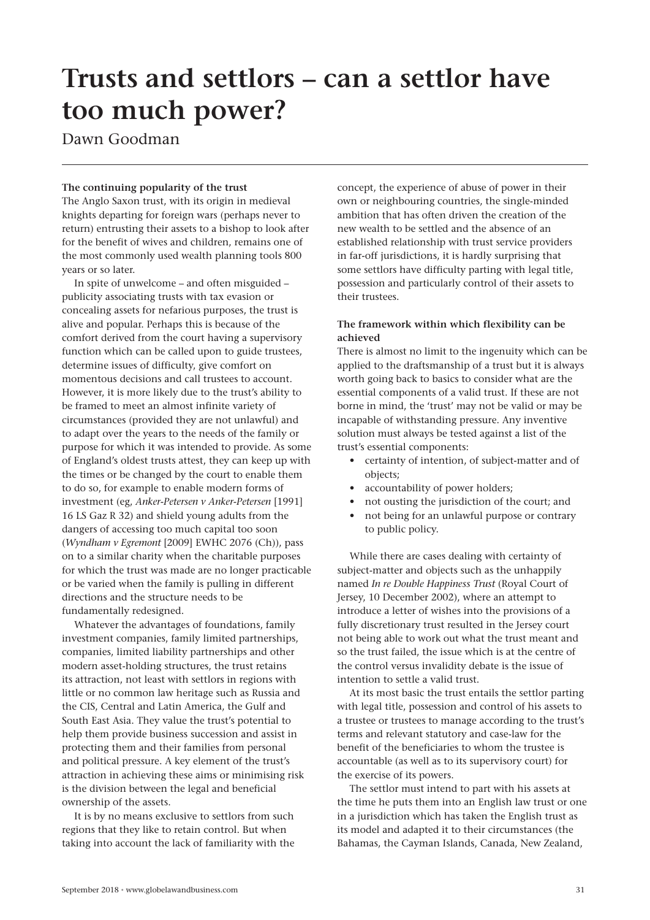# Trusts and settlors – can a settlor have too much power?

Dawn Goodman

**The continuing popularity of the trust**

The Anglo Saxon trust, with its origin in medieval knights departing for foreign wars (perhaps never to return) entrusting their assets to a bishop to look after for the benefit of wives and children, remains one of the most commonly used wealth planning tools 800 years or so later.

In spite of unwelcome – and often misguided – publicity associating trusts with tax evasion or concealing assets for nefarious purposes, the trust is alive and popular. Perhaps this is because of the comfort derived from the court having a supervisory function which can be called upon to guide trustees, determine issues of difficulty, give comfort on momentous decisions and call trustees to account. However, it is more likely due to the trust's ability to be framed to meet an almost infinite variety of circumstances (provided they are not unlawful) and to adapt over the years to the needs of the family or purpose for which it was intended to provide. As some of England's oldest trusts attest, they can keep up with the times or be changed by the court to enable them to do so, for example to enable modern forms of investment (eg, *Anker-Petersen v Anker-Petersen* [1991] 16 LS Gaz R 32) and shield young adults from the dangers of accessing too much capital too soon (*Wyndham v Egremont* [2009] EWHC 2076 (Ch)), pass on to a similar charity when the charitable purposes for which the trust was made are no longer practicable or be varied when the family is pulling in different directions and the structure needs to be fundamentally redesigned.

Whatever the advantages of foundations, family investment companies, family limited partnerships, companies, limited liability partnerships and other modern asset-holding structures, the trust retains its attraction, not least with settlors in regions with little or no common law heritage such as Russia and the CIS, Central and Latin America, the Gulf and South East Asia. They value the trust's potential to help them provide business succession and assist in protecting them and their families from personal and political pressure. A key element of the trust's attraction in achieving these aims or minimising risk is the division between the legal and beneficial ownership of the assets.

It is by no means exclusive to settlors from such regions that they like to retain control. But when taking into account the lack of familiarity with the concept, the experience of abuse of power in their own or neighbouring countries, the single-minded ambition that has often driven the creation of the new wealth to be settled and the absence of an established relationship with trust service providers in far-off jurisdictions, it is hardly surprising that some settlors have difficulty parting with legal title, possession and particularly control of their assets to their trustees.

**The framework within which flexibility can be achieved**

There is almost no limit to the ingenuity which can be applied to the draftsmanship of a trust but it is always worth going back to basics to consider what are the essential components of a valid trust. If these are not borne in mind, the 'trust' may not be valid or may be incapable of withstanding pressure. Any inventive solution must always be tested against a list of the trust's essential components:

- certainty of intention, of subject-matter and of objects;
- accountability of power holders;
- not ousting the jurisdiction of the court; and
- not being for an unlawful purpose or contrary to public policy.

While there are cases dealing with certainty of subject-matter and objects such as the unhappily named *In re Double Happiness Trust* (Royal Court of Jersey, 10 December 2002), where an attempt to introduce a letter of wishes into the provisions of a fully discretionary trust resulted in the Jersey court not being able to work out what the trust meant and so the trust failed, the issue which is at the centre of the control versus invalidity debate is the issue of intention to settle a valid trust.

At its most basic the trust entails the settlor parting with legal title, possession and control of his assets to a trustee or trustees to manage according to the trust's terms and relevant statutory and case-law for the benefit of the beneficiaries to whom the trustee is accountable (as well as to its supervisory court) for the exercise of its powers.

The settlor must intend to part with his assets at the time he puts them into an English law trust or one in a jurisdiction which has taken the English trust as its model and adapted it to their circumstances (the Bahamas, the Cayman Islands, Canada, New Zealand,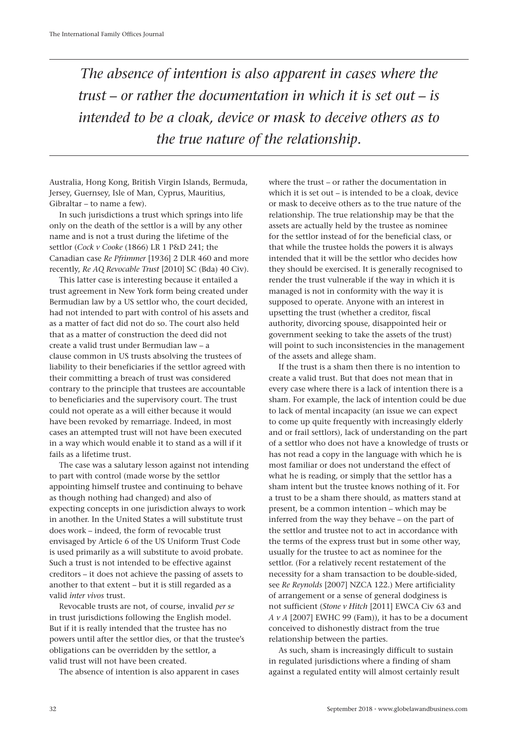> *The absence of intention is also apparent in cases where the trust – or rather the documentation in which it is set out – is intended to be a cloak, device or mask to deceive others as to the true nature of the relationship.*

Australia, Hong Kong, British Virgin Islands, Bermuda, Jersey, Guernsey, Isle of Man, Cyprus, Mauritius, Gibraltar – to name a few).

In such jurisdictions a trust which springs into life only on the death of the settlor is a will by any other name and is not a trust during the lifetime of the settlor (*Cock v Cooke* (1866) LR 1 P&D 241; the Canadian case *Re Pfrimmer* [1936] 2 DLR 460 and more recently, *Re AQ Revocable Trust* [2010] SC (Bda) 40 Civ).

This latter case is interesting because it entailed a trust agreement in New York form being created under Bermudian law by a US settlor who, the court decided, had not intended to part with control of his assets and as a matter of fact did not do so. The court also held that as a matter of construction the deed did not create a valid trust under Bermudian law – a clause common in US trusts absolving the trustees of liability to their beneficiaries if the settlor agreed with their committing a breach of trust was considered contrary to the principle that trustees are accountable to beneficiaries and the supervisory court. The trust could not operate as a will either because it would have been revoked by remarriage. Indeed, in most cases an attempted trust will not have been executed in a way which would enable it to stand as a will if it fails as a lifetime trust.

The case was a salutary lesson against not intending to part with control (made worse by the settlor appointing himself trustee and continuing to behave as though nothing had changed) and also of expecting concepts in one jurisdiction always to work in another. In the United States a will substitute trust does work – indeed, the form of revocable trust envisaged by Article 6 of the US Uniform Trust Code is used primarily as a will substitute to avoid probate. Such a trust is not intended to be effective against creditors – it does not achieve the passing of assets to another to that extent – but it is still regarded as a valid *inter vivos* trust.

Revocable trusts are not, of course, invalid *per se* in trust jurisdictions following the English model. But if it is really intended that the trustee has no powers until after the settlor dies, or that the trustee's obligations can be overridden by the settlor, a valid trust will not have been created.

The absence of intention is also apparent in cases where the trust – or rather the documentation in which it is set out – is intended to be a cloak, device or mask to deceive others as to the true nature of the relationship. The true relationship may be that the assets are actually held by the trustee as nominee for the settlor instead of for the beneficial class, or that while the trustee holds the powers it is always intended that it will be the settlor who decides how they should be exercised. It is generally recognised to render the trust vulnerable if the way in which it is managed is not in conformity with the way it is supposed to operate. Anyone with an interest in upsetting the trust (whether a creditor, fiscal authority, divorcing spouse, disappointed heir or government seeking to take the assets of the trust) will point to such inconsistencies in the management of the assets and allege sham.

If the trust is a sham then there is no intention to create a valid trust. But that does not mean that in every case where there is a lack of intention there is a sham. For example, the lack of intention could be due to lack of mental incapacity (an issue we can expect to come up quite frequently with increasingly elderly and or frail settlors), lack of understanding on the part of a settlor who does not have a knowledge of trusts or has not read a copy in the language with which he is most familiar or does not understand the effect of what he is reading, or simply that the settlor has a sham intent but the trustee knows nothing of it. For a trust to be a sham there should, as matters stand at present, be a common intention – which may be inferred from the way they behave – on the part of the settlor and trustee not to act in accordance with the terms of the express trust but in some other way, usually for the trustee to act as nominee for the settlor. (For a relatively recent restatement of the necessity for a sham transaction to be double-sided, see *Re Reynolds* [2007] NZCA 122.) Mere artificiality of arrangement or a sense of general dodginess is not sufficient (*Stone v Hitch* [2011] EWCA Civ 63 and *A v A* [2007] EWHC 99 (Fam)), it has to be a document conceived to dishonestly distract from the true relationship between the parties.

As such, sham is increasingly difficult to sustain in regulated jurisdictions where a finding of sham against a regulated entity will almost certainly result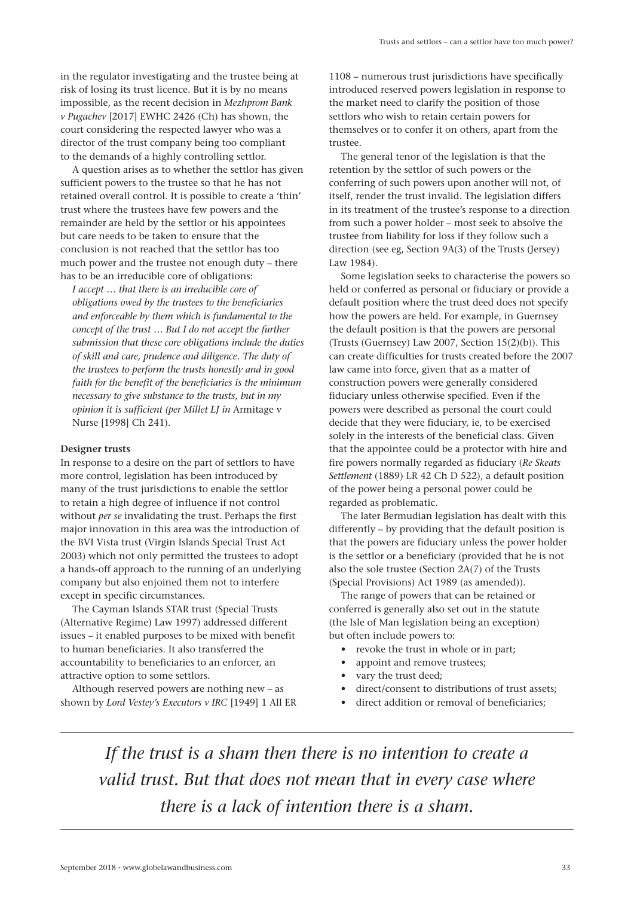in the regulator investigating and the trustee being at risk of losing its trust licence. But it is by no means impossible, as the recent decision in *Mezhprom Bank v Pugachev* [2017] EWHC 2426 (Ch) has shown, the court considering the respected lawyer who was a director of the trust company being too compliant to the demands of a highly controlling settlor.

A question arises as to whether the settlor has given sufficient powers to the trustee so that he has not retained overall control. It is possible to create a 'thin' trust where the trustees have few powers and the remainder are held by the settlor or his appointees but care needs to be taken to ensure that the conclusion is not reached that the settlor has too much power and the trustee not enough duty – there has to be an irreducible core of obligations:

> *I accept … that there is an irreducible core of obligations owed by the trustees to the beneficiaries and enforceable by them which is fundamental to the concept of the trust … But I do not accept the further submission that these core obligations include the duties of skill and care, prudence and diligence. The duty of the trustees to perform the trusts honestly and in good faith for the benefit of the beneficiaries is the minimum necessary to give substance to the trusts, but in my opinion it is sufficient (per Millet LJ in* Armitage v Nurse [1998] Ch 241).

**Designer trusts**

In response to a desire on the part of settlors to have more control, legislation has been introduced by many of the trust jurisdictions to enable the settlor to retain a high degree of influence if not control without *per se* invalidating the trust. Perhaps the first major innovation in this area was the introduction of the BVI Vista trust (Virgin Islands Special Trust Act 2003) which not only permitted the trustees to adopt a hands-off approach to the running of an underlying company but also enjoined them not to interfere except in specific circumstances.

The Cayman Islands STAR trust (Special Trusts (Alternative Regime) Law 1997) addressed different issues – it enabled purposes to be mixed with benefit to human beneficiaries. It also transferred the accountability to beneficiaries to an enforcer, an attractive option to some settlors.

Although reserved powers are nothing new – as shown by *Lord Vestey's Executors v IRC* [1949] 1 All ER 1108 – numerous trust jurisdictions have specifically introduced reserved powers legislation in response to the market need to clarify the position of those settlors who wish to retain certain powers for themselves or to confer it on others, apart from the trustee.

The general tenor of the legislation is that the retention by the settlor of such powers or the conferring of such powers upon another will not, of itself, render the trust invalid. The legislation differs in its treatment of the trustee's response to a direction from such a power holder – most seek to absolve the trustee from liability for loss if they follow such a direction (see eg, Section 9A(3) of the Trusts (Jersey) Law 1984).

Some legislation seeks to characterise the powers so held or conferred as personal or fiduciary or provide a default position where the trust deed does not specify how the powers are held. For example, in Guernsey the default position is that the powers are personal (Trusts (Guernsey) Law 2007, Section 15(2)(b)). This can create difficulties for trusts created before the 2007 law came into force, given that as a matter of construction powers were generally considered fiduciary unless otherwise specified. Even if the powers were described as personal the court could decide that they were fiduciary, ie, to be exercised solely in the interests of the beneficial class. Given that the appointee could be a protector with hire and fire powers normally regarded as fiduciary (*Re Skeats Settlement* (1889) LR 42 Ch D 522), a default position of the power being a personal power could be regarded as problematic.

The later Bermudian legislation has dealt with this differently – by providing that the default position is that the powers are fiduciary unless the power holder is the settlor or a beneficiary (provided that he is not also the sole trustee (Section 2A(7) of the Trusts (Special Provisions) Act 1989 (as amended)).

The range of powers that can be retained or conferred is generally also set out in the statute (the Isle of Man legislation being an exception) but often include powers to:

- revoke the trust in whole or in part;
- appoint and remove trustees;
- vary the trust deed;
- direct/consent to distributions of trust assets;
- direct addition or removal of beneficiaries;

*If the trust is a sham then there is no intention to create a valid trust. But that does not mean that in every case where there is a lack of intention there is a sham.*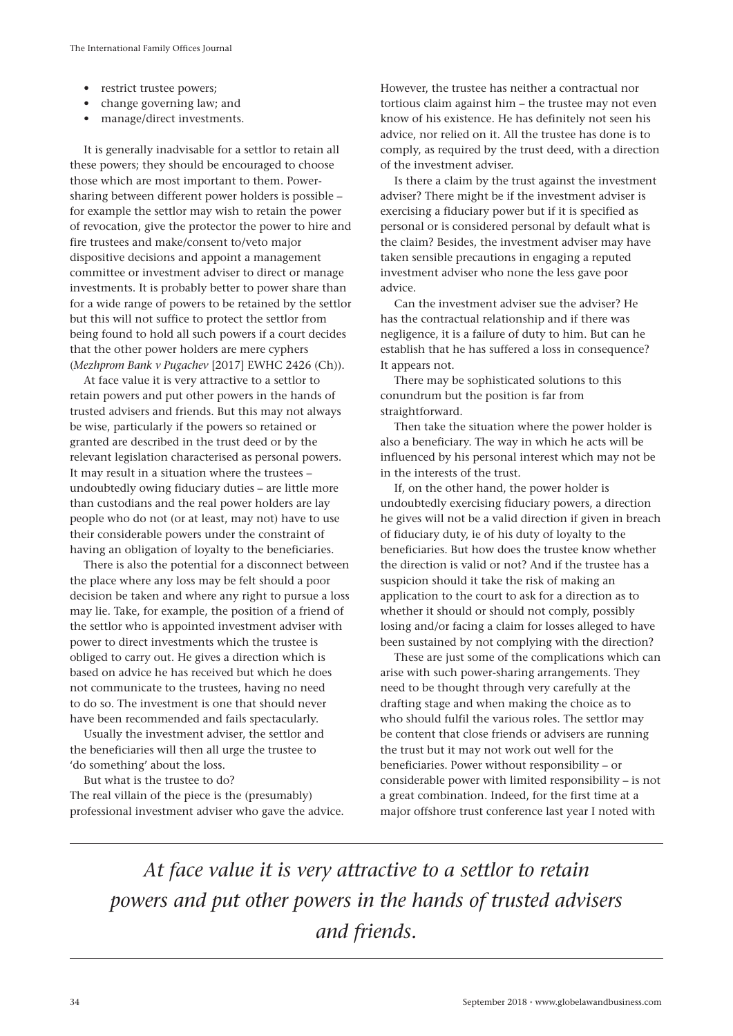- restrict trustee powers;
- change governing law; and
- manage/direct investments.

It is generally inadvisable for a settlor to retain all these powers; they should be encouraged to choose those which are most important to them. Power-sharing between different power holders is possible – for example the settlor may wish to retain the power of revocation, give the protector the power to hire and fire trustees and make/consent to/veto major dispositive decisions and appoint a management committee or investment adviser to direct or manage investments. It is probably better to power share than for a wide range of powers to be retained by the settlor but this will not suffice to protect the settlor from being found to hold all such powers if a court decides that the other power holders are mere cyphers (*Mezhprom Bank v Pugachev* [2017] EWHC 2426 (Ch)).

At face value it is very attractive to a settlor to retain powers and put other powers in the hands of trusted advisers and friends. But this may not always be wise, particularly if the powers so retained or granted are described in the trust deed or by the relevant legislation characterised as personal powers. It may result in a situation where the trustees – undoubtedly owing fiduciary duties – are little more than custodians and the real power holders are lay people who do not (or at least, may not) have to use their considerable powers under the constraint of having an obligation of loyalty to the beneficiaries.

There is also the potential for a disconnect between the place where any loss may be felt should a poor decision be taken and where any right to pursue a loss may lie. Take, for example, the position of a friend of the settlor who is appointed investment adviser with power to direct investments which the trustee is obliged to carry out. He gives a direction which is based on advice he has received but which he does not communicate to the trustees, having no need to do so. The investment is one that should never have been recommended and fails spectacularly.

Usually the investment adviser, the settlor and the beneficiaries will then all urge the trustee to 'do something' about the loss.

But what is the trustee to do?

The real villain of the piece is the (presumably) professional investment adviser who gave the advice. However, the trustee has neither a contractual nor tortious claim against him – the trustee may not even know of his existence. He has definitely not seen his advice, nor relied on it. All the trustee has done is to comply, as required by the trust deed, with a direction of the investment adviser.

Is there a claim by the trust against the investment adviser? There might be if the investment adviser is exercising a fiduciary power but if it is specified as personal or is considered personal by default what is the claim? Besides, the investment adviser may have taken sensible precautions in engaging a reputed investment adviser who none the less gave poor advice.

Can the investment adviser sue the adviser? He has the contractual relationship and if there was negligence, it is a failure of duty to him. But can he establish that he has suffered a loss in consequence? It appears not.

There may be sophisticated solutions to this conundrum but the position is far from straightforward.

Then take the situation where the power holder is also a beneficiary. The way in which he acts will be influenced by his personal interest which may not be in the interests of the trust.

If, on the other hand, the power holder is undoubtedly exercising fiduciary powers, a direction he gives will not be a valid direction if given in breach of fiduciary duty, ie of his duty of loyalty to the beneficiaries. But how does the trustee know whether the direction is valid or not? And if the trustee has a suspicion should it take the risk of making an application to the court to ask for a direction as to whether it should or should not comply, possibly losing and/or facing a claim for losses alleged to have been sustained by not complying with the direction?

These are just some of the complications which can arise with such power-sharing arrangements. They need to be thought through very carefully at the drafting stage and when making the choice as to who should fulfil the various roles. The settlor may be content that close friends or advisers are running the trust but it may not work out well for the beneficiaries. Power without responsibility – or considerable power with limited responsibility – is not a great combination. Indeed, for the first time at a major offshore trust conference last year I noted with

*At face value it is very attractive to a settlor to retain powers and put other powers in the hands of trusted advisers and friends.*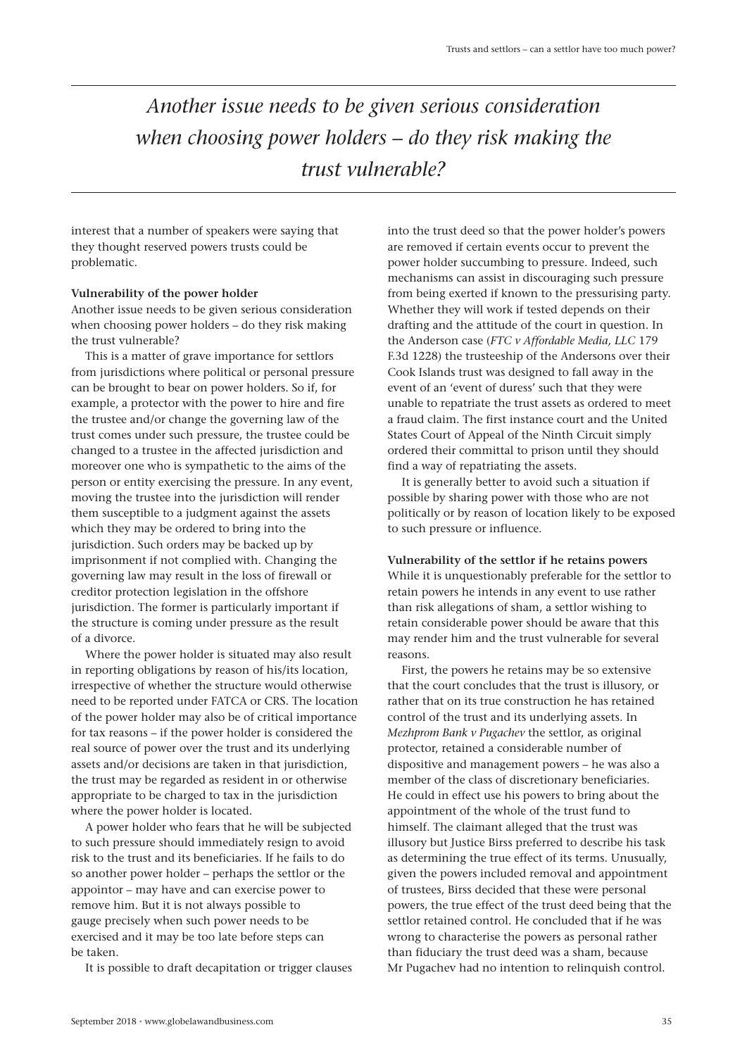> *Another issue needs to be given serious consideration when choosing power holders – do they risk making the trust vulnerable?*

interest that a number of speakers were saying that they thought reserved powers trusts could be problematic.

**Vulnerability of the power holder**

Another issue needs to be given serious consideration when choosing power holders – do they risk making the trust vulnerable?

This is a matter of grave importance for settlors from jurisdictions where political or personal pressure can be brought to bear on power holders. So if, for example, a protector with the power to hire and fire the trustee and/or change the governing law of the trust comes under such pressure, the trustee could be changed to a trustee in the affected jurisdiction and moreover one who is sympathetic to the aims of the person or entity exercising the pressure. In any event, moving the trustee into the jurisdiction will render them susceptible to a judgment against the assets which they may be ordered to bring into the jurisdiction. Such orders may be backed up by imprisonment if not complied with. Changing the governing law may result in the loss of firewall or creditor protection legislation in the offshore jurisdiction. The former is particularly important if the structure is coming under pressure as the result of a divorce.

Where the power holder is situated may also result in reporting obligations by reason of his/its location, irrespective of whether the structure would otherwise need to be reported under FATCA or CRS. The location of the power holder may also be of critical importance for tax reasons – if the power holder is considered the real source of power over the trust and its underlying assets and/or decisions are taken in that jurisdiction, the trust may be regarded as resident in or otherwise appropriate to be charged to tax in the jurisdiction where the power holder is located.

A power holder who fears that he will be subjected to such pressure should immediately resign to avoid risk to the trust and its beneficiaries. If he fails to do so another power holder – perhaps the settlor or the appointor – may have and can exercise power to remove him. But it is not always possible to gauge precisely when such power needs to be exercised and it may be too late before steps can be taken.

It is possible to draft decapitation or trigger clauses into the trust deed so that the power holder's powers are removed if certain events occur to prevent the power holder succumbing to pressure. Indeed, such mechanisms can assist in discouraging such pressure from being exerted if known to the pressurising party. Whether they will work if tested depends on their drafting and the attitude of the court in question. In the Anderson case (*FTC v Affordable Media, LLC* 179 F.3d 1228) the trusteeship of the Andersons over their Cook Islands trust was designed to fall away in the event of an 'event of duress' such that they were unable to repatriate the trust assets as ordered to meet a fraud claim. The first instance court and the United States Court of Appeal of the Ninth Circuit simply ordered their committal to prison until they should find a way of repatriating the assets.

It is generally better to avoid such a situation if possible by sharing power with those who are not politically or by reason of location likely to be exposed to such pressure or influence.

**Vulnerability of the settlor if he retains powers**

While it is unquestionably preferable for the settlor to retain powers he intends in any event to use rather than risk allegations of sham, a settlor wishing to retain considerable power should be aware that this may render him and the trust vulnerable for several reasons.

First, the powers he retains may be so extensive that the court concludes that the trust is illusory, or rather that on its true construction he has retained control of the trust and its underlying assets. In *Mezhprom Bank v Pugachev* the settlor, as original protector, retained a considerable number of dispositive and management powers – he was also a member of the class of discretionary beneficiaries. He could in effect use his powers to bring about the appointment of the whole of the trust fund to himself. The claimant alleged that the trust was illusory but Justice Birss preferred to describe his task as determining the true effect of its terms. Unusually, given the powers included removal and appointment of trustees, Birss decided that these were personal powers, the true effect of the trust deed being that the settlor retained control. He concluded that if he was wrong to characterise the powers as personal rather than fiduciary the trust deed was a sham, because Mr Pugachev had no intention to relinquish control.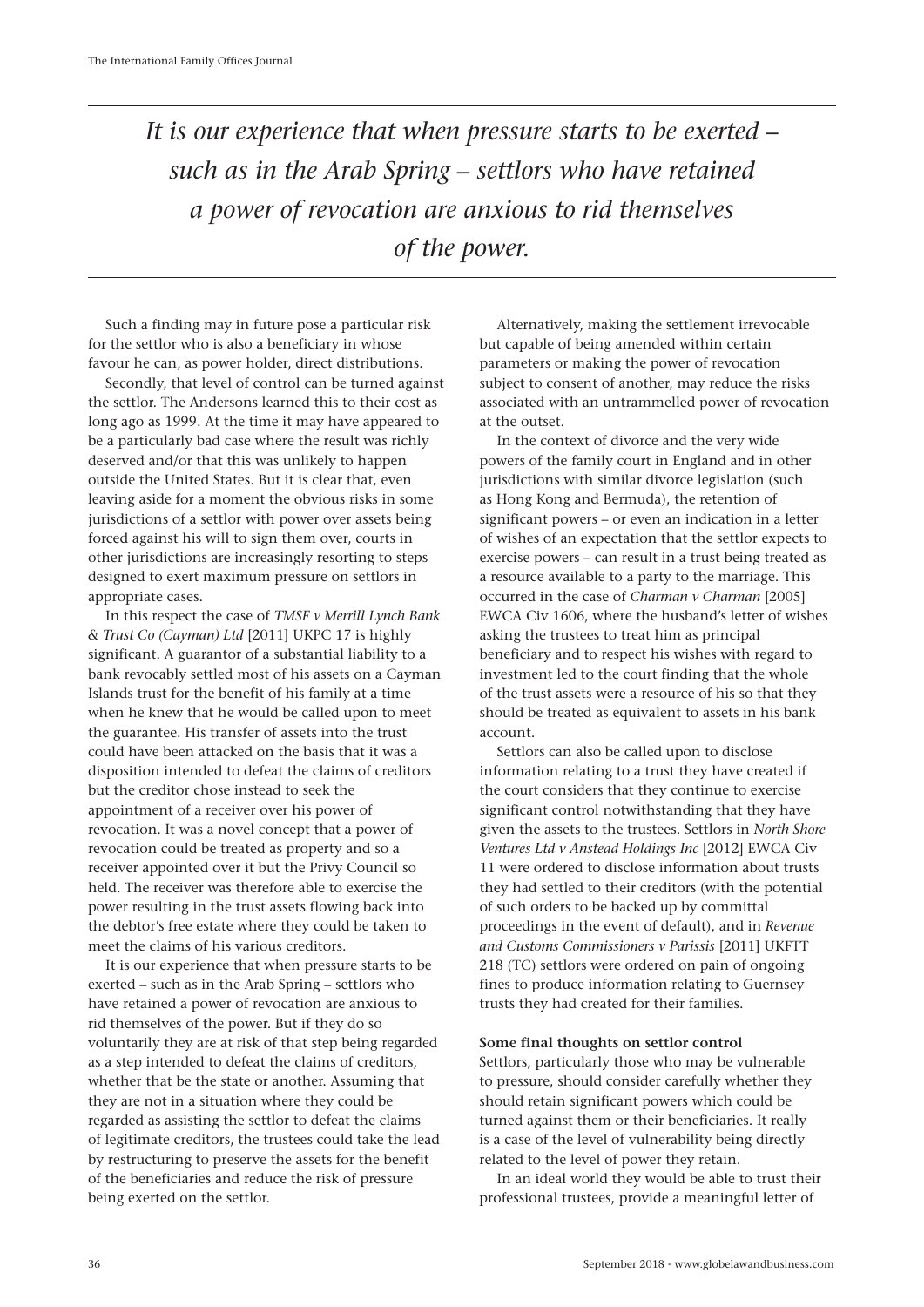> *It is our experience that when pressure starts to be exerted – such as in the Arab Spring – settlors who have retained a power of revocation are anxious to rid themselves of the power.*

Such a finding may in future pose a particular risk for the settlor who is also a beneficiary in whose favour he can, as power holder, direct distributions.

Secondly, that level of control can be turned against the settlor. The Andersons learned this to their cost as long ago as 1999. At the time it may have appeared to be a particularly bad case where the result was richly deserved and/or that this was unlikely to happen outside the United States. But it is clear that, even leaving aside for a moment the obvious risks in some jurisdictions of a settlor with power over assets being forced against his will to sign them over, courts in other jurisdictions are increasingly resorting to steps designed to exert maximum pressure on settlors in appropriate cases.

In this respect the case of *TMSF v Merrill Lynch Bank & Trust Co (Cayman) Ltd* [2011] UKPC 17 is highly significant. A guarantor of a substantial liability to a bank revocably settled most of his assets on a Cayman Islands trust for the benefit of his family at a time when he knew that he would be called upon to meet the guarantee. His transfer of assets into the trust could have been attacked on the basis that it was a disposition intended to defeat the claims of creditors but the creditor chose instead to seek the appointment of a receiver over his power of revocation. It was a novel concept that a power of revocation could be treated as property and so a receiver appointed over it but the Privy Council so held. The receiver was therefore able to exercise the power resulting in the trust assets flowing back into the debtor's free estate where they could be taken to meet the claims of his various creditors.

It is our experience that when pressure starts to be exerted – such as in the Arab Spring – settlors who have retained a power of revocation are anxious to rid themselves of the power. But if they do so voluntarily they are at risk of that step being regarded as a step intended to defeat the claims of creditors, whether that be the state or another. Assuming that they are not in a situation where they could be regarded as assisting the settlor to defeat the claims of legitimate creditors, the trustees could take the lead by restructuring to preserve the assets for the benefit of the beneficiaries and reduce the risk of pressure being exerted on the settlor.

Alternatively, making the settlement irrevocable but capable of being amended within certain parameters or making the power of revocation subject to consent of another, may reduce the risks associated with an untrammelled power of revocation at the outset.

In the context of divorce and the very wide powers of the family court in England and in other jurisdictions with similar divorce legislation (such as Hong Kong and Bermuda), the retention of significant powers – or even an indication in a letter of wishes of an expectation that the settlor expects to exercise powers – can result in a trust being treated as a resource available to a party to the marriage. This occurred in the case of *Charman v Charman* [2005] EWCA Civ 1606, where the husband's letter of wishes asking the trustees to treat him as principal beneficiary and to respect his wishes with regard to investment led to the court finding that the whole of the trust assets were a resource of his so that they should be treated as equivalent to assets in his bank account.

Settlors can also be called upon to disclose information relating to a trust they have created if the court considers that they continue to exercise significant control notwithstanding that they have given the assets to the trustees. Settlors in *North Shore Ventures Ltd v Anstead Holdings Inc* [2012] EWCA Civ 11 were ordered to disclose information about trusts they had settled to their creditors (with the potential of such orders to be backed up by committal proceedings in the event of default), and in *Revenue and Customs Commissioners v Parissis* [2011] UKFTT 218 (TC) settlors were ordered on pain of ongoing fines to produce information relating to Guernsey trusts they had created for their families.

**Some final thoughts on settlor control**

Settlors, particularly those who may be vulnerable to pressure, should consider carefully whether they should retain significant powers which could be turned against them or their beneficiaries. It really is a case of the level of vulnerability being directly related to the level of power they retain.

In an ideal world they would be able to trust their professional trustees, provide a meaningful letter of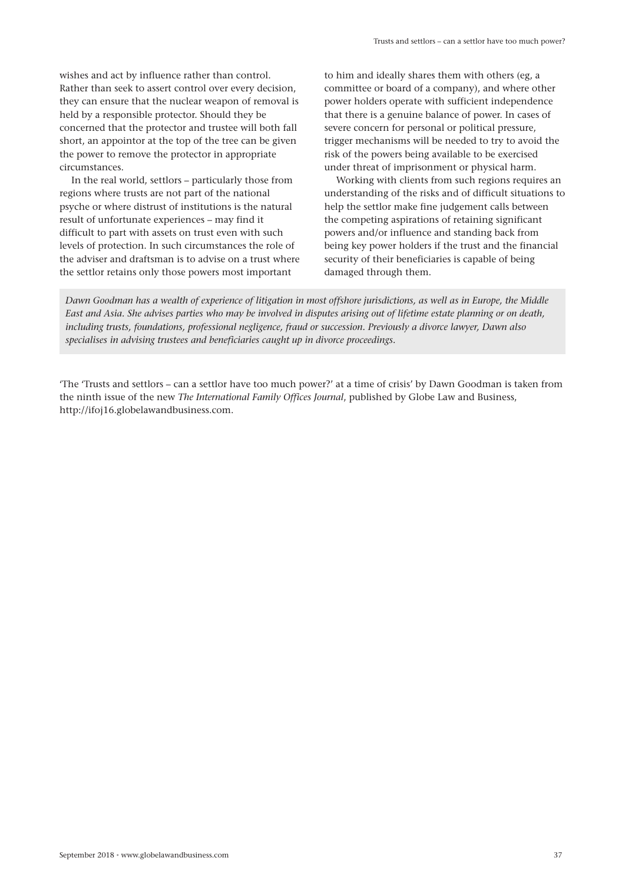wishes and act by influence rather than control. Rather than seek to assert control over every decision, they can ensure that the nuclear weapon of removal is held by a responsible protector. Should they be concerned that the protector and trustee will both fall short, an appointor at the top of the tree can be given the power to remove the protector in appropriate circumstances.

In the real world, settlors – particularly those from regions where trusts are not part of the national psyche or where distrust of institutions is the natural result of unfortunate experiences – may find it difficult to part with assets on trust even with such levels of protection. In such circumstances the role of the adviser and draftsman is to advise on a trust where the settlor retains only those powers most important to him and ideally shares them with others (eg, a committee or board of a company), and where other power holders operate with sufficient independence that there is a genuine balance of power. In cases of severe concern for personal or political pressure, trigger mechanisms will be needed to try to avoid the risk of the powers being available to be exercised under threat of imprisonment or physical harm.

Working with clients from such regions requires an understanding of the risks and of difficult situations to help the settlor make fine judgement calls between the competing aspirations of retaining significant powers and/or influence and standing back from being key power holders if the trust and the financial security of their beneficiaries is capable of being damaged through them.

*Dawn Goodman has a wealth of experience of litigation in most offshore jurisdictions, as well as in Europe, the Middle East and Asia. She advises parties who may be involved in disputes arising out of lifetime estate planning or on death, including trusts, foundations, professional negligence, fraud or succession. Previously a divorce lawyer, Dawn also specialises in advising trustees and beneficiaries caught up in divorce proceedings.*

'The 'Trusts and settlors – can a settlor have too much power?' at a time of crisis' by Dawn Goodman is taken from the ninth issue of the new *The International Family Offices Journal*, published by Globe Law and Business, http://ifoj16.globelawandbusiness.com.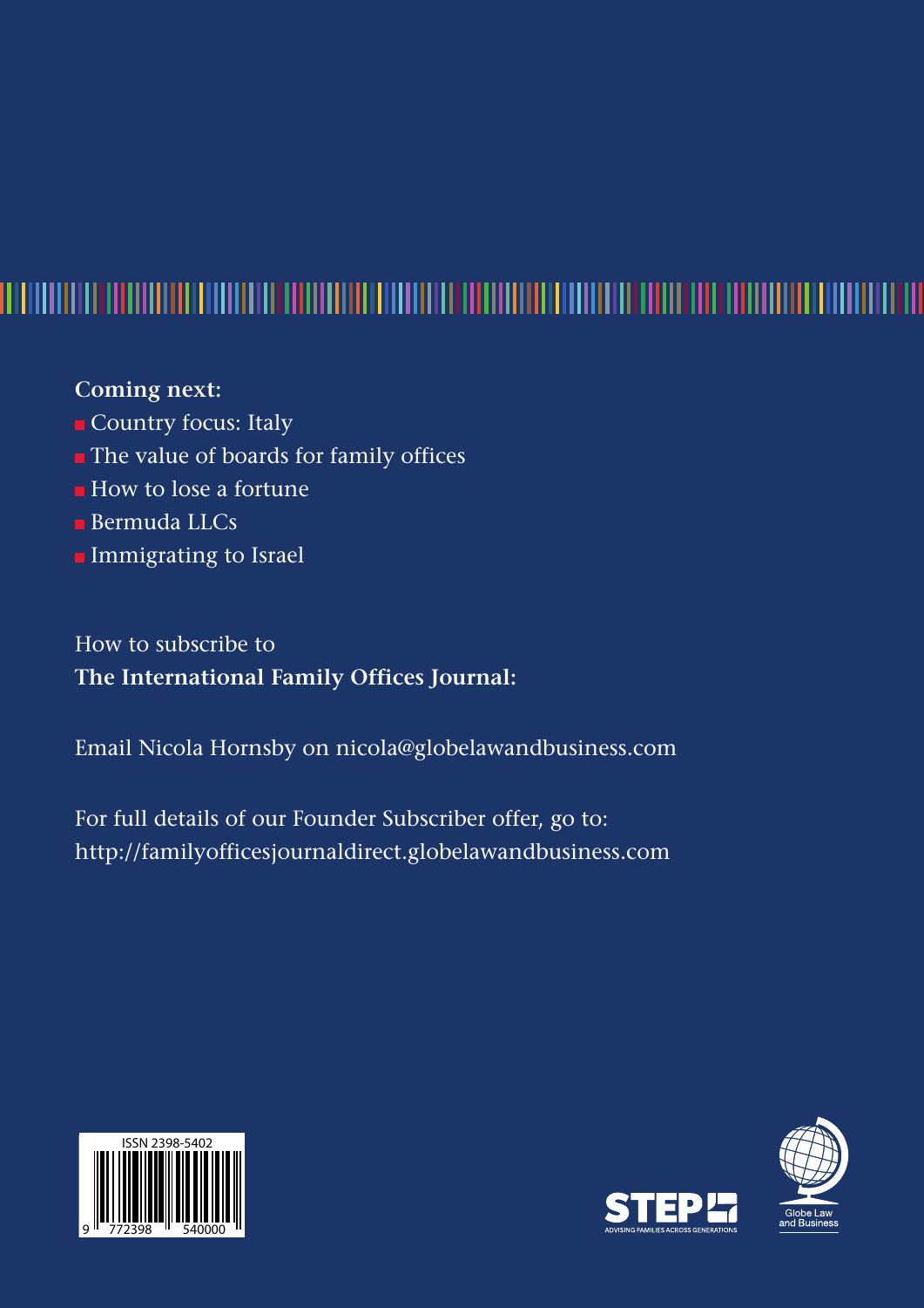**Coming next:**

- Country focus: Italy
- The value of boards for family offices
- How to lose a fortune
- Bermuda LLCs
- Immigrating to Israel

How to subscribe to
**The International Family Offices Journal:**

Email Nicola Hornsby on nicola@globelawandbusiness.com

For full details of our Founder Subscriber offer, go to:
http://familyofficesjournaldirect.globelawandbusiness.com

ISSN 2398-5402

9 772398 540000

STEP
ADVISING FAMILIES ACROSS GENERATIONS

Globe Law
and Business